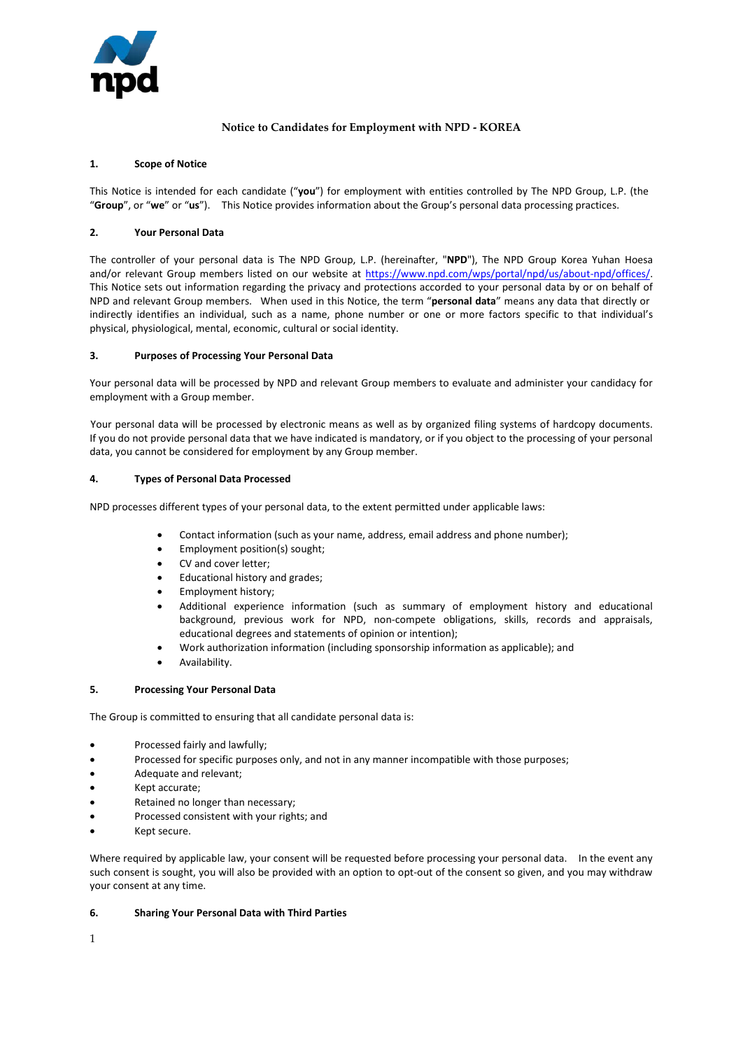**Notice to Candidates for Employment with NPD - KOREA**

## 1. Scope of Notice

This Notice is intended for each candidate ("**you**") for employment with entities controlled by The NPD Group, L.P. (the "**Group**", or "**we**" or "**us**"). This Notice provides information about the Group's personal data processing practices.

## 2. Your Personal Data

The controller of your personal data is The NPD Group, L.P. (hereinafter, "**NPD**"), The NPD Group Korea Yuhan Hoesa and/or relevant Group members listed on our website at https://www.npd.com/wps/portal/npd/us/about-npd/offices/. This Notice sets out information regarding the privacy and protections accorded to your personal data by or on behalf of NPD and relevant Group members. When used in this Notice, the term "**personal data**" means any data that directly or indirectly identifies an individual, such as a name, phone number or one or more factors specific to that individual's physical, physiological, mental, economic, cultural or social identity.

## 3. Purposes of Processing Your Personal Data

Your personal data will be processed by NPD and relevant Group members to evaluate and administer your candidacy for employment with a Group member.

Your personal data will be processed by electronic means as well as by organized filing systems of hardcopy documents. If you do not provide personal data that we have indicated is mandatory, or if you object to the processing of your personal data, you cannot be considered for employment by any Group member.

## 4. Types of Personal Data Processed

NPD processes different types of your personal data, to the extent permitted under applicable laws:

- Contact information (such as your name, address, email address and phone number);
- Employment position(s) sought;
- CV and cover letter;
- Educational history and grades;
- Employment history;
- Additional experience information (such as summary of employment history and educational background, previous work for NPD, non-compete obligations, skills, records and appraisals, educational degrees and statements of opinion or intention);
- Work authorization information (including sponsorship information as applicable); and
- Availability.

## 5. Processing Your Personal Data

The Group is committed to ensuring that all candidate personal data is:

- Processed fairly and lawfully;
- Processed for specific purposes only, and not in any manner incompatible with those purposes;
- Adequate and relevant;
- Kept accurate;
- Retained no longer than necessary;
- Processed consistent with your rights; and
- Kept secure.

Where required by applicable law, your consent will be requested before processing your personal data. In the event any such consent is sought, you will also be provided with an option to opt-out of the consent so given, and you may withdraw your consent at any time.

## 6. Sharing Your Personal Data with Third Parties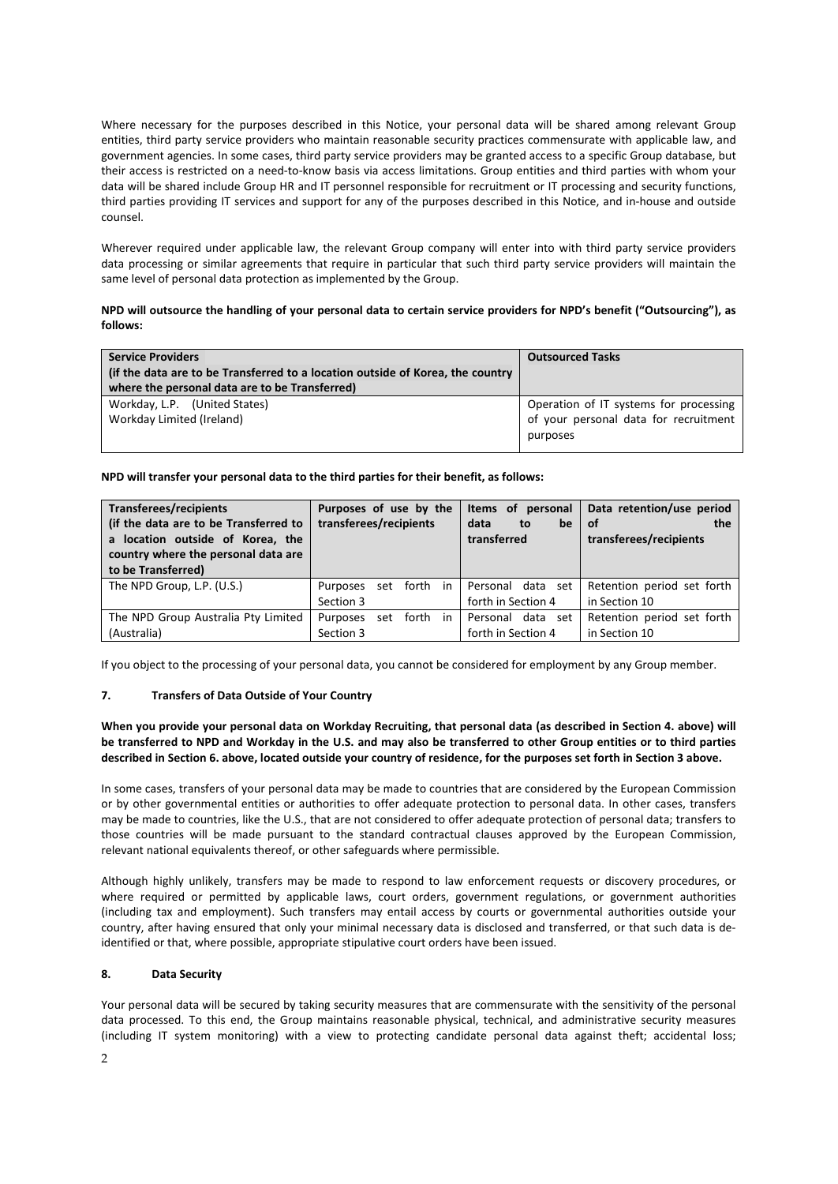Where necessary for the purposes described in this Notice, your personal data will be shared among relevant Group entities, third party service providers who maintain reasonable security practices commensurate with applicable law, and government agencies. In some cases, third party service providers may be granted access to a specific Group database, but their access is restricted on a need-to-know basis via access limitations. Group entities and third parties with whom your data will be shared include Group HR and IT personnel responsible for recruitment or IT processing and security functions, third parties providing IT services and support for any of the purposes described in this Notice, and in-house and outside counsel.

Wherever required under applicable law, the relevant Group company will enter into with third party service providers data processing or similar agreements that require in particular that such third party service providers will maintain the same level of personal data protection as implemented by the Group.

**NPD will outsource the handling of your personal data to certain service providers for NPD's benefit ("Outsourcing"), as follows:**

| **Service Providers (if the data are to be Transferred to a location outside of Korea, the country where the personal data are to be Transferred)** | **Outsourced Tasks** |
|---|---|
| Workday, L.P. (United States)<br>Workday Limited (Ireland) | Operation of IT systems for processing of your personal data for recruitment purposes |

**NPD will transfer your personal data to the third parties for their benefit, as follows:**

| **Transferees/recipients (if the data are to be Transferred to a location outside of Korea, the country where the personal data are to be Transferred)** | **Purposes of use by the transferees/recipients** | **Items of personal data to be transferred** | **Data retention/use period of the transferees/recipients** |
|---|---|---|---|
| The NPD Group, L.P. (U.S.) | Purposes set forth in Section 3 | Personal data set forth in Section 4 | Retention period set forth in Section 10 |
| The NPD Group Australia Pty Limited (Australia) | Purposes set forth in Section 3 | Personal data set forth in Section 4 | Retention period set forth in Section 10 |

If you object to the processing of your personal data, you cannot be considered for employment by any Group member.

## 7. Transfers of Data Outside of Your Country

**When you provide your personal data on Workday Recruiting, that personal data (as described in Section 4. above) will be transferred to NPD and Workday in the U.S. and may also be transferred to other Group entities or to third parties described in Section 6. above, located outside your country of residence, for the purposes set forth in Section 3 above.**

In some cases, transfers of your personal data may be made to countries that are considered by the European Commission or by other governmental entities or authorities to offer adequate protection to personal data. In other cases, transfers may be made to countries, like the U.S., that are not considered to offer adequate protection of personal data; transfers to those countries will be made pursuant to the standard contractual clauses approved by the European Commission, relevant national equivalents thereof, or other safeguards where permissible.

Although highly unlikely, transfers may be made to respond to law enforcement requests or discovery procedures, or where required or permitted by applicable laws, court orders, government regulations, or government authorities (including tax and employment). Such transfers may entail access by courts or governmental authorities outside your country, after having ensured that only your minimal necessary data is disclosed and transferred, or that such data is de-identified or that, where possible, appropriate stipulative court orders have been issued.

## 8. Data Security

Your personal data will be secured by taking security measures that are commensurate with the sensitivity of the personal data processed. To this end, the Group maintains reasonable physical, technical, and administrative security measures (including IT system monitoring) with a view to protecting candidate personal data against theft; accidental loss;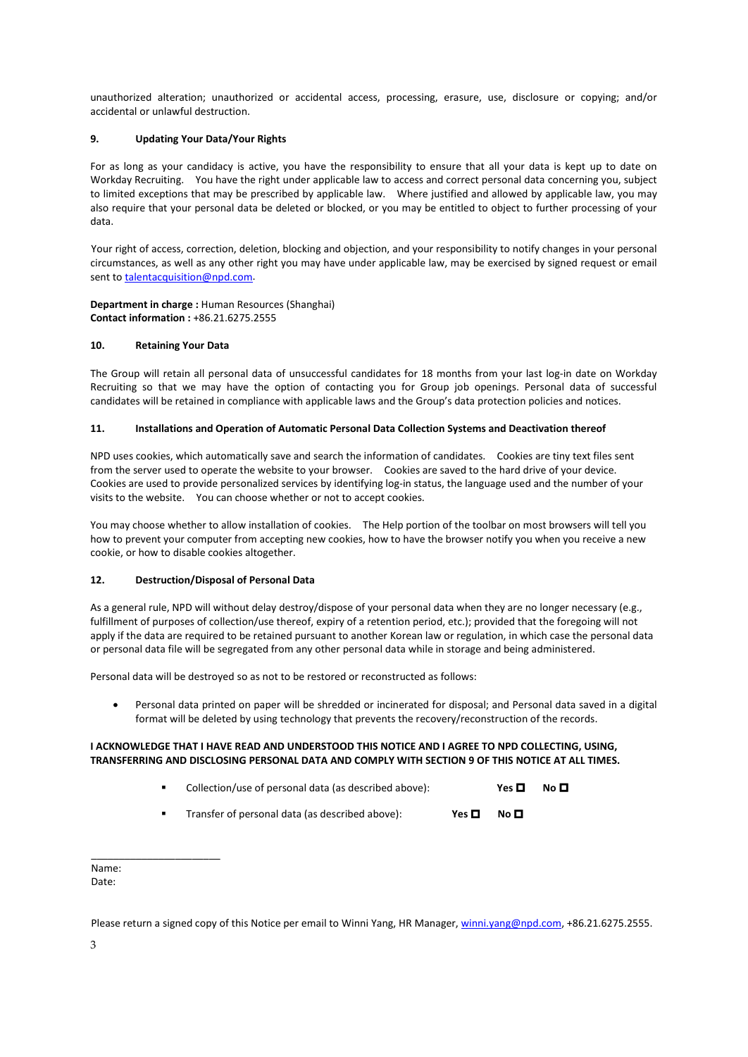unauthorized alteration; unauthorized or accidental access, processing, erasure, use, disclosure or copying; and/or accidental or unlawful destruction.

### 9. Updating Your Data/Your Rights

For as long as your candidacy is active, you have the responsibility to ensure that all your data is kept up to date on Workday Recruiting. You have the right under applicable law to access and correct personal data concerning you, subject to limited exceptions that may be prescribed by applicable law. Where justified and allowed by applicable law, you may also require that your personal data be deleted or blocked, or you may be entitled to object to further processing of your data.

Your right of access, correction, deletion, blocking and objection, and your responsibility to notify changes in your personal circumstances, as well as any other right you may have under applicable law, may be exercised by signed request or email sent to talentacquisition@npd.com.

**Department in charge :** Human Resources (Shanghai)
**Contact information :** +86.21.6275.2555

### 10. Retaining Your Data

The Group will retain all personal data of unsuccessful candidates for 18 months from your last log-in date on Workday Recruiting so that we may have the option of contacting you for Group job openings. Personal data of successful candidates will be retained in compliance with applicable laws and the Group's data protection policies and notices.

### 11. Installations and Operation of Automatic Personal Data Collection Systems and Deactivation thereof

NPD uses cookies, which automatically save and search the information of candidates. Cookies are tiny text files sent from the server used to operate the website to your browser. Cookies are saved to the hard drive of your device. Cookies are used to provide personalized services by identifying log-in status, the language used and the number of your visits to the website. You can choose whether or not to accept cookies.

You may choose whether to allow installation of cookies. The Help portion of the toolbar on most browsers will tell you how to prevent your computer from accepting new cookies, how to have the browser notify you when you receive a new cookie, or how to disable cookies altogether.

### 12. Destruction/Disposal of Personal Data

As a general rule, NPD will without delay destroy/dispose of your personal data when they are no longer necessary (e.g., fulfillment of purposes of collection/use thereof, expiry of a retention period, etc.); provided that the foregoing will not apply if the data are required to be retained pursuant to another Korean law or regulation, in which case the personal data or personal data file will be segregated from any other personal data while in storage and being administered.

Personal data will be destroyed so as not to be restored or reconstructed as follows:

- Personal data printed on paper will be shredded or incinerated for disposal; and Personal data saved in a digital format will be deleted by using technology that prevents the recovery/reconstruction of the records.

**I ACKNOWLEDGE THAT I HAVE READ AND UNDERSTOOD THIS NOTICE AND I AGREE TO NPD COLLECTING, USING, TRANSFERRING AND DISCLOSING PERSONAL DATA AND COMPLY WITH SECTION 9 OF THIS NOTICE AT ALL TIMES.**

- Collection/use of personal data (as described above): **Yes ☐** **No ☐**
- Transfer of personal data (as described above): **Yes ☐** **No ☐**

\_\_\_\_\_\_\_\_\_\_\_\_\_\_\_\_\_\_\_\_\_\_\_\_

Name:
Date:

Please return a signed copy of this Notice per email to Winni Yang, HR Manager, winni.yang@npd.com, +86.21.6275.2555.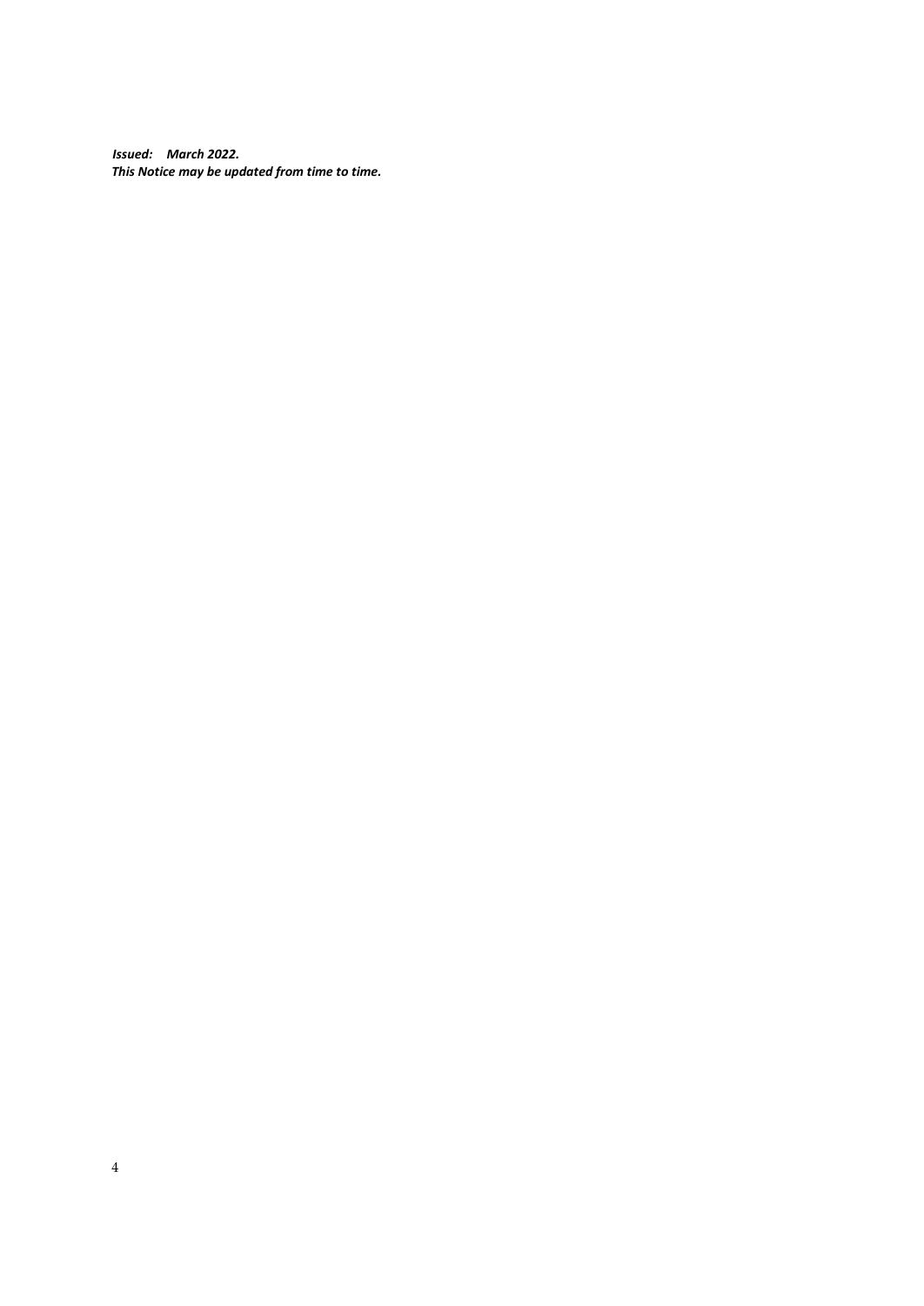***Issued: March 2022.***
***This Notice may be updated from time to time.***